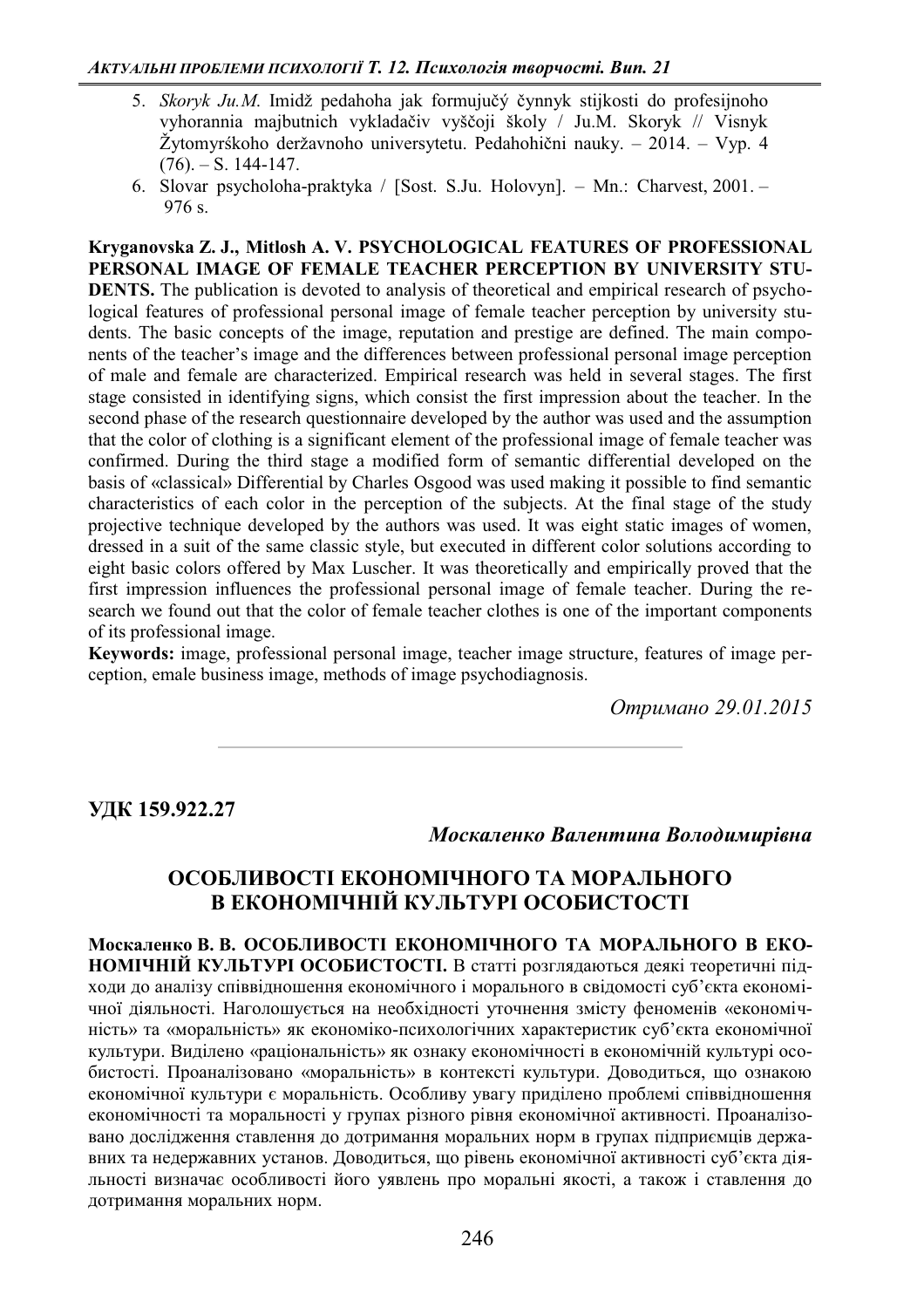5. *Skoryk Ju.M.* Imidž pedahoha jak formujučý čynnyk stijkosti do profesijnoho vyhorannia majbutnich vykladačiv vyščoji školy / Ju.M. Skoryk // Visnyk Žytomyŕskoho deržavnoho universytetu. Pedahohični nauky. – 2014. – Vyp. 4 (76). – S. 144-147.
6. Slovar psycholoha-praktyka / [Sost. S.Ju. Holovyn]. – Mn.: Charvest, 2001. – 976 s.

**Kryganovska Z. J., Mitlosh A. V. PSYCHOLOGICAL FEATURES OF PROFESSIONAL PERSONAL IMAGE OF FEMALE TEACHER PERCEPTION BY UNIVERSITY STUDENTS.** The publication is devoted to analysis of theoretical and empirical research of psychological features of professional personal image of female teacher perception by university students. The basic concepts of the image, reputation and prestige are defined. The main components of the teacher's image and the differences between professional personal image perception of male and female are characterized. Empirical research was held in several stages. The first stage consisted in identifying signs, which consist the first impression about the teacher. In the second phase of the research questionnaire developed by the author was used and the assumption that the color of clothing is a significant element of the professional image of female teacher was confirmed. During the third stage a modified form of semantic differential developed on the basis of «classical» Differential by Charles Osgood was used making it possible to find semantic characteristics of each color in the perception of the subjects. At the final stage of the study projective technique developed by the authors was used. It was eight static images of women, dressed in a suit of the same classic style, but executed in different color solutions according to eight basic colors offered by Max Luscher. It was theoretically and empirically proved that the first impression influences the professional personal image of female teacher. During the research we found out that the color of female teacher clothes is one of the important components of its professional image.

**Keywords:** image, professional personal image, teacher image structure, features of image perception, emale business image, methods of image psychodiagnosis.

*Отримано 29.01.2015*

---

**УДК 159.922.27**

***Москаленко Валентина Володимирівна***

## ОСОБЛИВОСТІ ЕКОНОМІЧНОГО ТА МОРАЛЬНОГО В ЕКОНОМІЧНІЙ КУЛЬТУРІ ОСОБИСТОСТІ

**Москаленко В. В. ОСОБЛИВОСТІ ЕКОНОМІЧНОГО ТА МОРАЛЬНОГО В ЕКОНОМІЧНІЙ КУЛЬТУРІ ОСОБИСТОСТІ.** В статті розглядаються деякі теоретичні підходи до аналізу співвідношення економічного і морального в свідомості суб'єкта економічної діяльності. Наголошується на необхідності уточнення змісту феноменів «економічність» та «моральність» як економіко-психологічних характеристик суб'єкта економічної культури. Виділено «раціональність» як ознаку економічності в економічній культурі особистості. Проаналізовано «моральність» в контексті культури. Доводиться, що ознакою економічної культури є моральність. Особливу увагу приділено проблемі співвідношення економічності та моральності у групах різного рівня економічної активності. Проаналізовано дослідження ставлення до дотримання моральних норм в групах підприємців державних та недержавних установ. Доводиться, що рівень економічної активності суб'єкта діяльності визначає особливості його уявлень про моральні якості, а також і ставлення до дотримання моральних норм.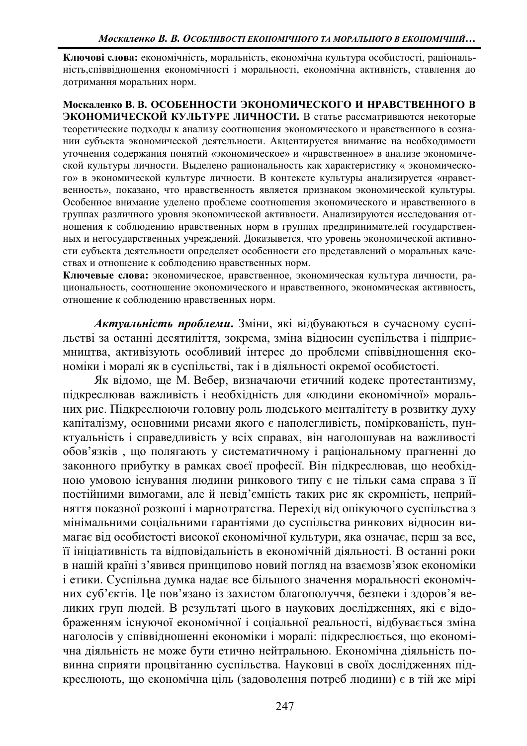**Ключові слова:** економічність, моральність, економічна культура особистості, раціональність,співвідношення економічності і моральності, економічна активність, ставлення до дотримання моральних норм.

**Москаленко В. В. ОСОБЕННОСТИ ЭКОНОМИЧЕСКОГО И НРАВСТВЕННОГО В ЭКОНОМИЧЕСКОЙ КУЛЬТУРЕ ЛИЧНОСТИ.** В статье рассматриваются некоторые теоретические подходы к анализу соотношения экономического и нравственного в сознании субъекта экономической деятельности. Акцентируется внимание на необходимости уточнения содержания понятий «экономическое» и «нравственное» в анализе экономической культуры личности. Выделено рациональность как характеристику « экономического» в экономической культуре личности. В контексте культуры анализируется «нравственность», показано, что нравственность является признаком экономической культуры. Особенное внимание уделено проблеме соотношения экономического и нравственного в группах различного уровня экономической активности. Анализируются исследования отношения к соблюдению нравственных норм в группах предпринимателей государственных и негосударственных учреждений. Доказывется, что уровень экономической активности субъекта деятельности определяет особенности его представлений о моральных качествах и отношение к соблюдению нравственных норм.

**Ключевые слова:** экономическое, нравственное, экономическая культура личности, рациональность, соотношение экономического и нравственного, экономическая активность, отношение к соблюдению нравственных норм.

***Актуальність проблеми.*** Зміни, які відбуваються в сучасному суспільстві за останні десятиліття, зокрема, зміна відносин суспільства і підприємництва, активізують особливий інтерес до проблеми співвідношення економіки і моралі як в суспільстві, так і в діяльності окремої особистості.

Як відомо, ще М. Вебер, визначаючи етичний кодекс протестантизму, підкреслював важливість і необхідність для «людини економічної» моральних рис. Підкреслюючи головну роль людського менталітету в розвитку духу капіталізму, основними рисами якого є наполегливість, поміркованість, пунктуальність і справедливість у всіх справах, він наголошував на важливості обов'язків , що полягають у систематичному і раціональному прагненні до законного прибутку в рамках своєї професії. Він підкреслював, що необхідною умовою існування людини ринкового типу є не тільки сама справа з її постійними вимогами, але й невід'ємність таких рис як скромність, неприйняття показної розкоші і марнотратства. Перехід від опікуючого суспільства з мінімальними соціальними гарантіями до суспільства ринкових відносин вимагає від особистості високої економічної культури, яка означає, перш за все, її ініціативність та відповідальність в економічній діяльності. В останні роки в нашій країні з'явився принципово новий погляд на взаємозв'язок економіки і етики. Суспільна думка надає все більшого значення моральності економічних суб'єктів. Це пов'язано із захистом благополуччя, безпеки і здоров'я великих груп людей. В результаті цього в наукових дослідженнях, які є відображенням існуючої економічної і соціальної реальності, відбувається зміна наголосів у співвідношенні економіки і моралі: підкреслюється, що економічна діяльність не може бути етично нейтральною. Економічна діяльність повинна сприяти процвітанню суспільства. Науковці в своїх дослідженнях підкреслюють, що економічна ціль (задоволення потреб людини) є в тій же мірі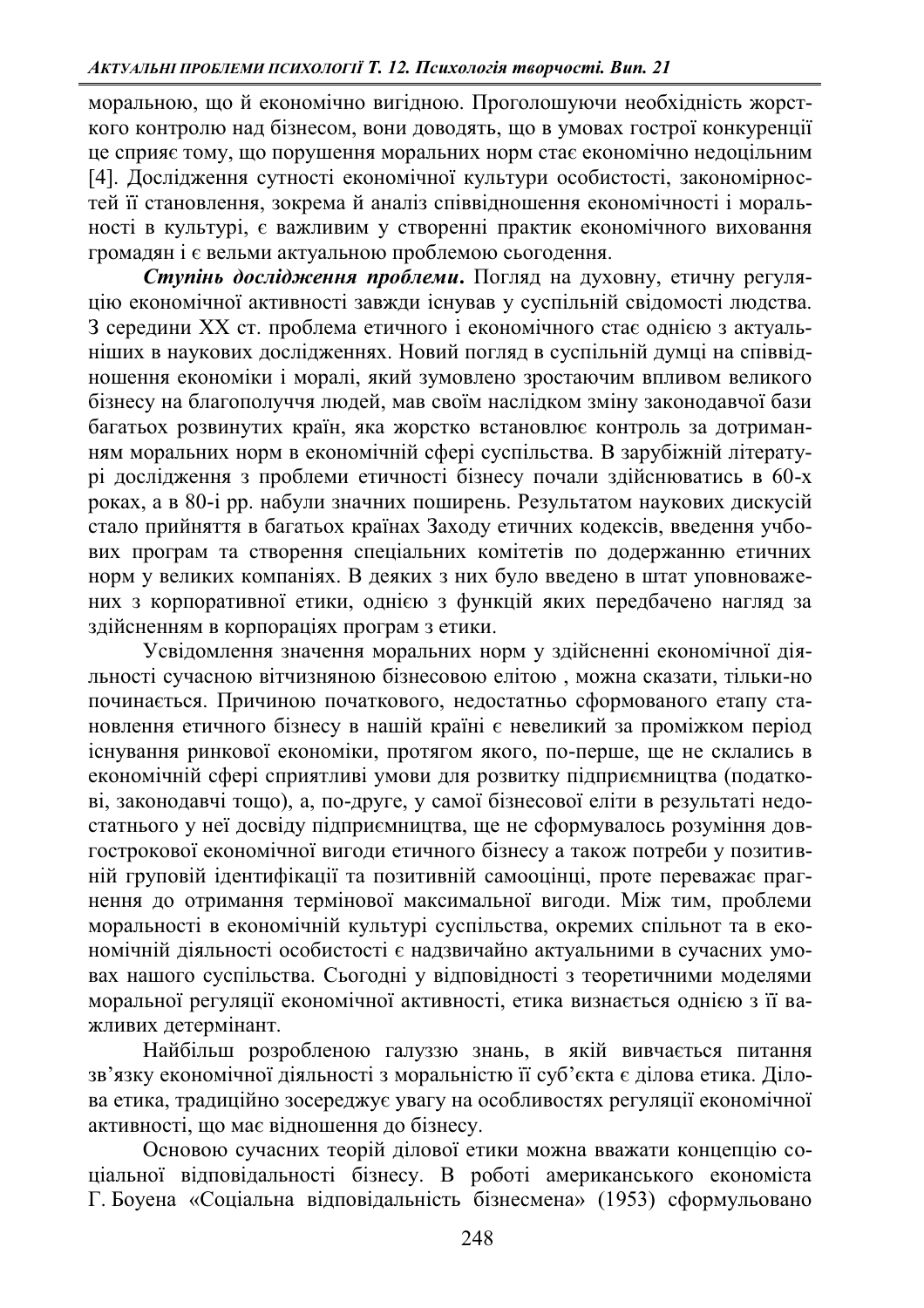моральною, що й економічно вигідною. Проголошуючи необхідність жорсткого контролю над бізнесом, вони доводять, що в умовах гострої конкуренції це сприяє тому, що порушення моральних норм стає економічно недоцільним [4]. Дослідження сутності економічної культури особистості, закономірностей її становлення, зокрема й аналіз співвідношення економічності і моральності в культурі, є важливим у створенні практик економічного виховання громадян і є вельми актуальною проблемою сьогодення.

***Ступінь дослідження проблеми.*** Погляд на духовну, етичну регуляцію економічної активності завжди існував у суспільній свідомості людства. З середини ХХ ст. проблема етичного і економічного стає однією з актуальніших в наукових дослідженнях. Новий погляд в суспільній думці на співвідношення економіки і моралі, який зумовлено зростаючим впливом великого бізнесу на благополуччя людей, мав своїм наслідком зміну законодавчої бази багатьох розвинутих країн, яка жорстко встановлює контроль за дотриманням моральних норм в економічній сфері суспільства. В зарубіжній літературі дослідження з проблеми етичності бізнесу почали здійснюватись в 60-х роках, а в 80-і рр. набули значних поширень. Результатом наукових дискусій стало прийняття в багатьох країнах Заходу етичних кодексів, введення учбових програм та створення спеціальних комітетів по додержанню етичних норм у великих компаніях. В деяких з них було введено в штат уповноважених з корпоративної етики, однією з функцій яких передбачено нагляд за здійсненням в корпораціях програм з етики.

Усвідомлення значення моральних норм у здійсненні економічної діяльності сучасною вітчизняною бізнесовою елітою , можна сказати, тільки-но починається. Причиною початкового, недостатньо сформованого етапу становлення етичного бізнесу в нашій країні є невеликий за проміжком період існування ринкової економіки, протягом якого, по-перше, ще не склались в економічній сфері сприятливі умови для розвитку підприємництва (податкові, законодавчі тощо), а, по-друге, у самої бізнесової еліти в результаті недостатнього у неї досвіду підприємництва, ще не сформувалось розуміння довгострокової економічної вигоди етичного бізнесу а також потреби у позитивній груповій ідентифікації та позитивній самооцінці, проте переважає прагнення до отримання термінової максимальної вигоди. Між тим, проблеми моральності в економічній культурі суспільства, окремих спільнот та в економічній діяльності особистості є надзвичайно актуальними в сучасних умовах нашого суспільства. Сьогодні у відповідності з теоретичними моделями моральної регуляції економічної активності, етика визнається однією з її важливих детермінант.

Найбільш розробленою галуззю знань, в якій вивчається питання зв'язку економічної діяльності з моральністю її суб'єкта є ділова етика. Ділова етика, традиційно зосереджує увагу на особливостях регуляції економічної активності, що має відношення до бізнесу.

Основою сучасних теорій ділової етики можна вважати концепцію соціальної відповідальності бізнесу. В роботі американського економіста Г. Боуена «Соціальна відповідальність бізнесмена» (1953) сформульовано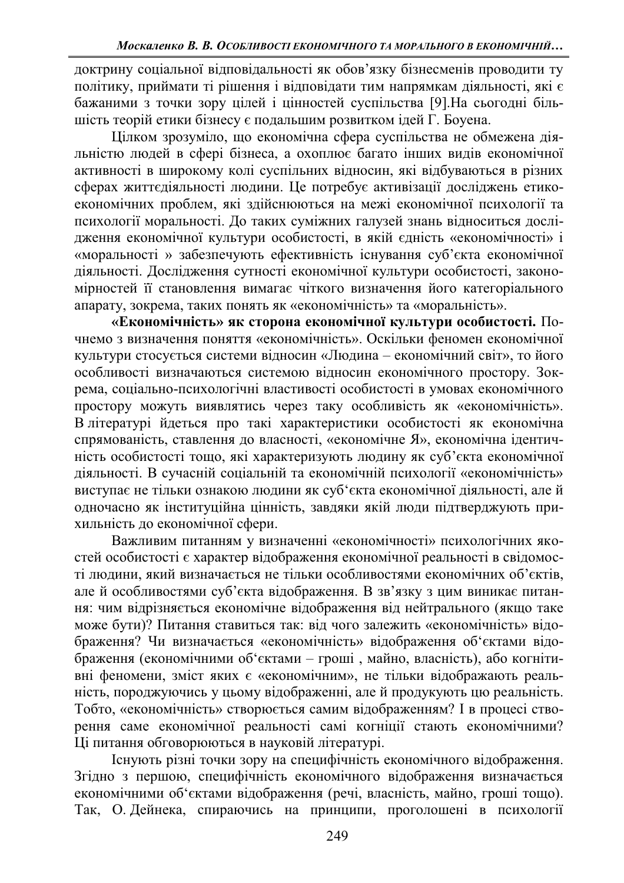доктрину соціальної відповідальності як обов'язку бізнесменів проводити ту політику, приймати ті рішення і відповідати тим напрямкам діяльності, які є бажаними з точки зору цілей і цінностей суспільства [9].На сьогодні більшість теорій етики бізнесу є подальшим розвитком ідей Г. Боуена.

Цілком зрозуміло, що економічна сфера суспільства не обмежена діяльністю людей в сфері бізнеса, а охоплює багато інших видів економічної активності в широкому колі суспільних відносин, які відбуваються в різних сферах життєдіяльності людини. Це потребує активізації досліджень етико-економічних проблем, які здійснюються на межі економічної психології та психології моральності. До таких суміжних галузей знань відноситься дослідження економічної культури особистості, в якій єдність «економічності» і «моральності » забезпечують ефективність існування суб'єкта економічної діяльності. Дослідження сутності економічної культури особистості, закономірностей її становлення вимагає чіткого визначення його категоріального апарату, зокрема, таких понять як «економічність» та «моральність».

**«Економічність» як сторона економічної культури особистості.** Почнемо з визначення поняття «економічність». Оскільки феномен економічної культури стосується системи відносин «Людина – економічний світ», то його особливості визначаються системою відносин економічного простору. Зокрема, соціально-психологічні властивості особистості в умовах економічного простору можуть виявлятись через таку особливість як «економічність». В літературі йдеться про такі характеристики особистості як економічна спрямованість, ставлення до власності, «економічне Я», економічна ідентичність особистості тощо, які характеризують людину як суб'єкта економічної діяльності. В сучасній соціальній та економічній психології «економічність» виступає не тільки ознакою людини як суб'єкта економічної діяльності, але й одночасно як інституційна цінність, завдяки якій люди підтверджують прихильність до економічної сфери.

Важливим питанням у визначенні «економічності» психологічних якостей особистості є характер відображення економічної реальності в свідомості людини, який визначається не тільки особливостями економічних об'єктів, але й особливостями суб'єкта відображення. В зв'язку з цим виникає питання: чим відрізняється економічне відображення від нейтрального (якщо таке може бути)? Питання ставиться так: від чого залежить «економічність» відображення? Чи визначається «економічність» відображення об'єктами відображення (економічними об'єктами – гроші , майно, власність), або когнітивні феномени, зміст яких є «економічним», не тільки відображають реальність, породжуючись у цьому відображенні, але й продукують цю реальність. Тобто, «економічність» створюється самим відображенням? І в процесі створення саме економічної реальності самі когніції стають економічними? Ці питання обговорюються в науковій літературі.

Існують різні точки зору на специфічність економічного відображення. Згідно з першою, специфічність економічного відображення визначається економічними об'єктами відображення (речі, власність, майно, гроші тощо). Так, О. Дейнека, спираючись на принципи, проголошені в психології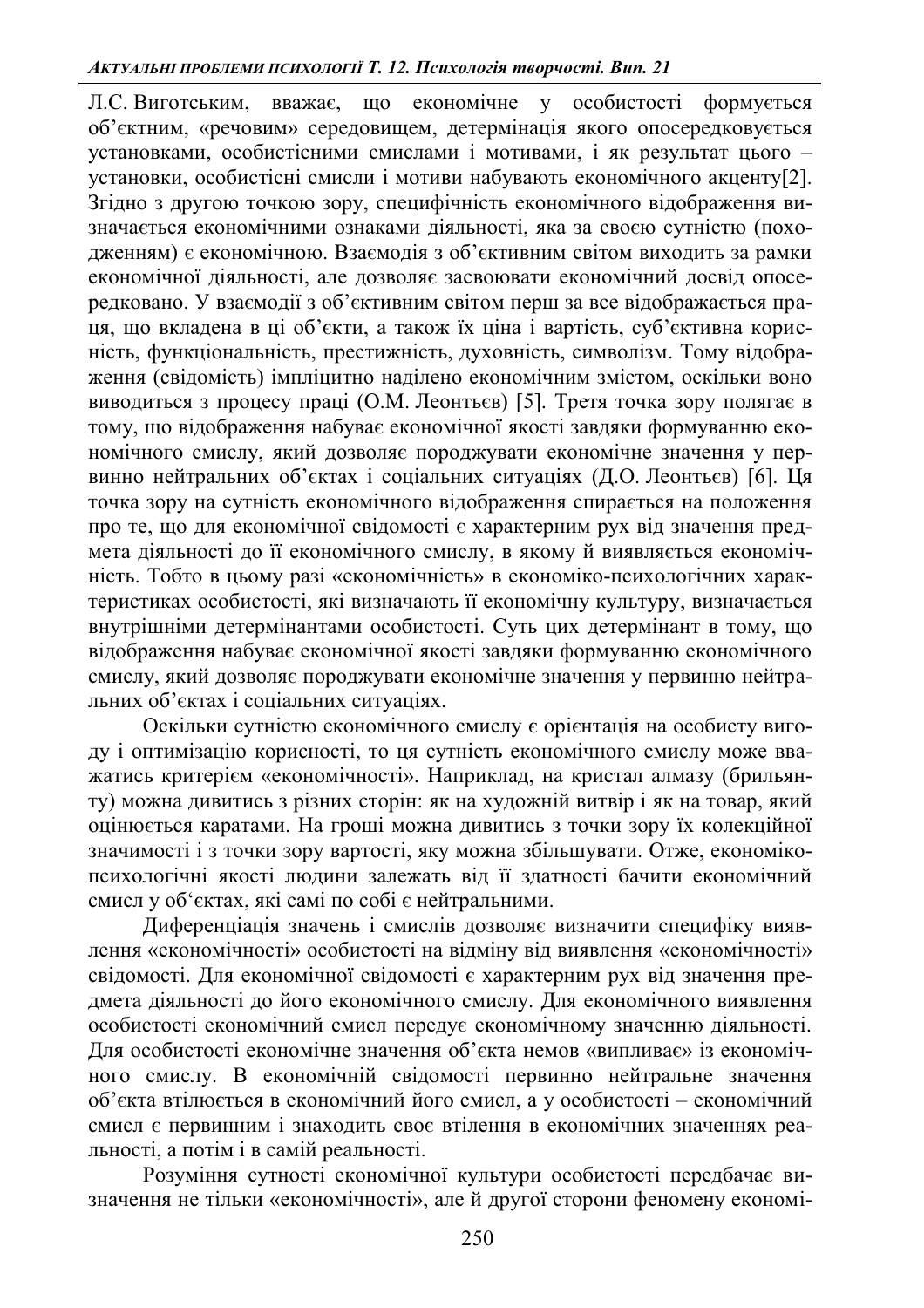Л.С. Виготським, вважає, що економічне у особистості формується об'єктним, «речовим» середовищем, детермінація якого опосередковується установками, особистісними смислами і мотивами, і як результат цього – установки, особистісні смисли і мотиви набувають економічного акценту[2]. Згідно з другою точкою зору, специфічність економічного відображення визначається економічними ознаками діяльності, яка за своєю сутністю (походженням) є економічною. Взаємодія з об'єктивним світом виходить за рамки економічної діяльності, але дозволяє засвоювати економічний досвід опосередковано. У взаємодії з об'єктивним світом перш за все відображається праця, що вкладена в ці об'єкти, а також їх ціна і вартість, суб'єктивна корисність, функціональність, престижність, духовність, символізм. Тому відображення (свідомість) імпліцитно наділено економічним змістом, оскільки воно виводиться з процесу праці (О.М. Леонтьєв) [5]. Третя точка зору полягає в тому, що відображення набуває економічної якості завдяки формуванню економічного смислу, який дозволяє породжувати економічне значення у первинно нейтральних об'єктах і соціальних ситуаціях (Д.О. Леонтьєв) [6]. Ця точка зору на сутність економічного відображення спирається на положення про те, що для економічної свідомості є характерним рух від значення предмета діяльності до її економічного смислу, в якому й виявляється економічність. Тобто в цьому разі «економічність» в економіко-психологічних характеристиках особистості, які визначають її економічну культуру, визначається внутрішніми детермінантами особистості. Суть цих детермінант в тому, що відображення набуває економічної якості завдяки формуванню економічного смислу, який дозволяє породжувати економічне значення у первинно нейтральних об'єктах і соціальних ситуаціях.

Оскільки сутністю економічного смислу є орієнтація на особисту вигоду і оптимізацію корисності, то ця сутність економічного смислу може вважатись критерієм «економічності». Наприклад, на кристал алмазу (брильянту) можна дивитись з різних сторін: як на художній витвір і як на товар, який оцінюється каратами. На гроші можна дивитись з точки зору їх колекційної значимості і з точки зору вартості, яку можна збільшувати. Отже, економіко-психологічні якості людини залежать від її здатності бачити економічний смисл у об'єктах, які самі по собі є нейтральними.

Диференціація значень і смислів дозволяє визначити специфіку виявлення «економічності» особистості на відміну від виявлення «економічності» свідомості. Для економічної свідомості є характерним рух від значення предмета діяльності до його економічного смислу. Для економічного виявлення особистості економічний смисл передує економічному значенню діяльності. Для особистості економічне значення об'єкта немов «випливає» із економічного смислу. В економічній свідомості первинно нейтральне значення об'єкта втілюється в економічний його смисл, а у особистості – економічний смисл є первинним і знаходить своє втілення в економічних значеннях реальності, а потім і в самій реальності.

Розуміння сутності економічної культури особистості передбачає визначення не тільки «економічності», але й другої сторони феномену економі-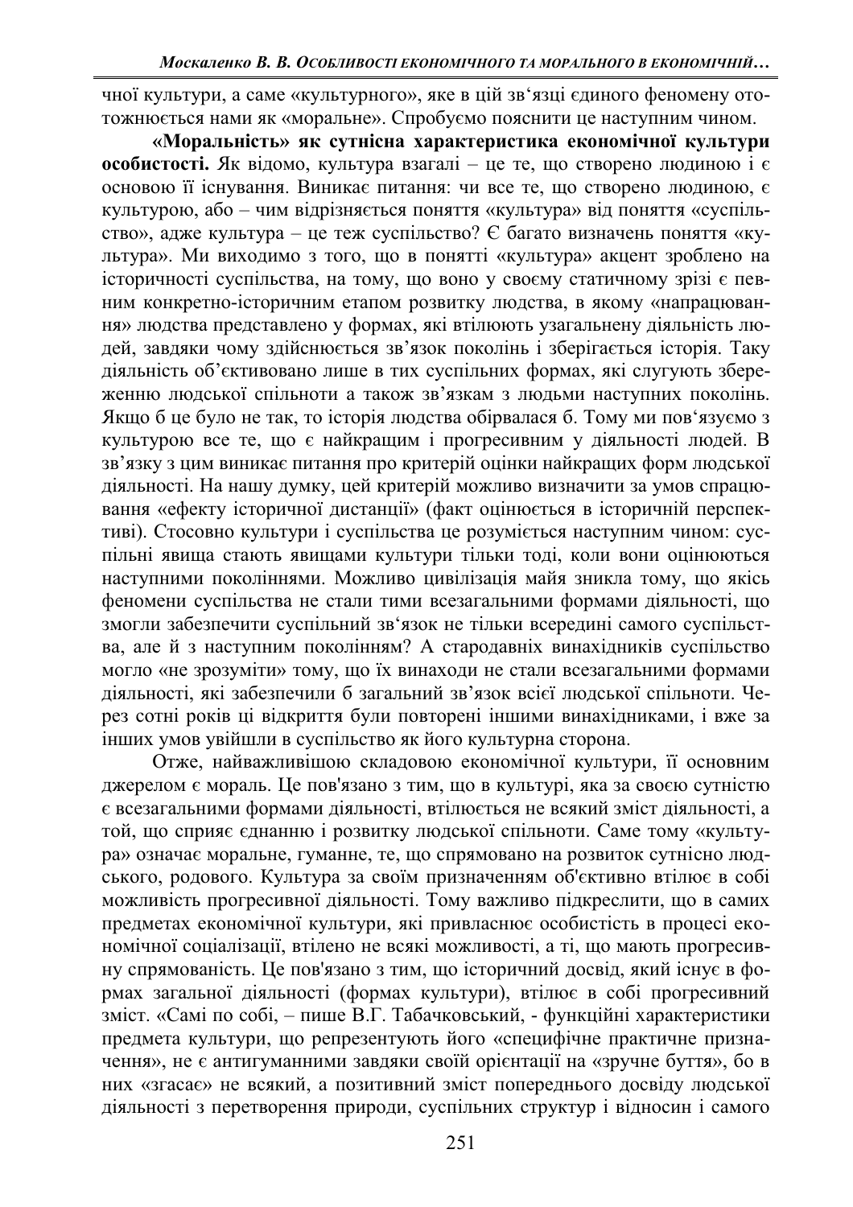чної культури, а саме «культурного», яке в цій зв'язці єдиного феномену ототожнюється нами як «моральне». Спробуємо пояснити це наступним чином.

**«Моральність» як сутнісна характеристика економічної культури особистості.** Як відомо, культура взагалі – це те, що створено людиною і є основою її існування. Виникає питання: чи все те, що створено людиною, є культурою, або – чим відрізняється поняття «культура» від поняття «суспільство», адже культура – це теж суспільство? Є багато визначень поняття «культура». Ми виходимо з того, що в понятті «культура» акцент зроблено на історичності суспільства, на тому, що воно у своєму статичному зрізі є певним конкретно-історичним етапом розвитку людства, в якому «напрацювання» людства представлено у формах, які втілюють узагальнену діяльність людей, завдяки чому здійснюється зв'язок поколінь і зберігається історія. Таку діяльність об'єктивовано лише в тих суспільних формах, які слугують збереженню людської спільноти а також зв'язкам з людьми наступних поколінь. Якщо б це було не так, то історія людства обірвалася б. Тому ми пов'язуємо з культурою все те, що є найкращим і прогресивним у діяльності людей. В зв'язку з цим виникає питання про критерій оцінки найкращих форм людської діяльності. На нашу думку, цей критерій можливо визначити за умов спрацювання «ефекту історичної дистанції» (факт оцінюється в історичній перспективі). Стосовно культури і суспільства це розуміється наступним чином: суспільні явища стають явищами культури тільки тоді, коли вони оцінюються наступними поколіннями. Можливо цивілізація майя зникла тому, що якісь феномени суспільства не стали тими всезагальними формами діяльності, що змогли забезпечити суспільний зв'язок не тільки всередині самого суспільства, але й з наступним поколінням? А стародавніх винахідників суспільство могло «не зрозуміти» тому, що їх винаходи не стали всезагальними формами діяльності, які забезпечили б загальний зв'язок всієї людської спільноти. Через сотні років ці відкриття були повторені іншими винахідниками, і вже за інших умов увійшли в суспільство як його культурна сторона.

Отже, найважливішою складовою економічної культури, її основним джерелом є мораль. Це пов'язано з тим, що в культурі, яка за своєю сутністю є всезагальними формами діяльності, втілюється не всякий зміст діяльності, а той, що сприяє єднанню і розвитку людської спільноти. Саме тому «культура» означає моральне, гуманне, те, що спрямовано на розвиток сутнісно людського, родового. Культура за своїм призначенням об'єктивно втілює в собі можливість прогресивної діяльності. Тому важливо підкреслити, що в самих предметах економічної культури, які привласнює особистість в процесі економічної соціалізації, втілено не всякі можливості, а ті, що мають прогресивну спрямованість. Це пов'язано з тим, що історичний досвід, який існує в формах загальної діяльності (формах культури), втілює в собі прогресивний зміст. «Самі по собі, – пише В.Г. Табачковський, - функційні характеристики предмета культури, що репрезентують його «специфічне практичне призначення», не є антигуманними завдяки своїй орієнтації на «зручне буття», бо в них «згасає» не всякий, а позитивний зміст попереднього досвіду людської діяльності з перетворення природи, суспільних структур і відносин і самого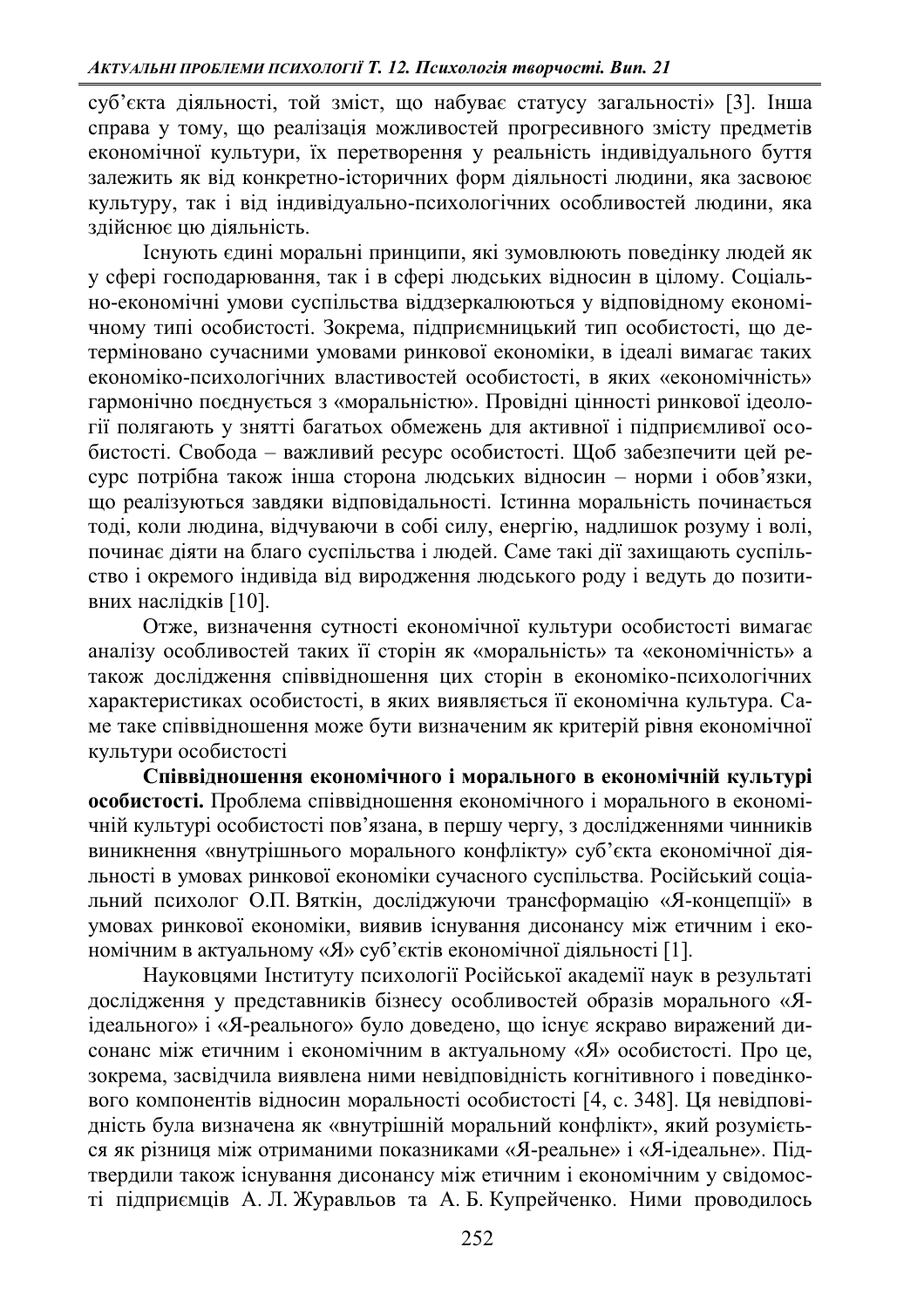суб'єкта діяльності, той зміст, що набуває статусу загальності» [3]. Інша справа у тому, що реалізація можливостей прогресивного змісту предметів економічної культури, їх перетворення у реальність індивідуального буття залежить як від конкретно-історичних форм діяльності людини, яка засвоює культуру, так і від індивідуально-психологічних особливостей людини, яка здійснює цю діяльність.

Існують єдині моральні принципи, які зумовлюють поведінку людей як у сфері господарювання, так і в сфері людських відносин в цілому. Соціально-економічні умови суспільства віддзеркалюються у відповідному економічному типі особистості. Зокрема, підприємницький тип особистості, що детерміновано сучасними умовами ринкової економіки, в ідеалі вимагає таких економіко-психологічних властивостей особистості, в яких «економічність» гармонічно поєднується з «моральністю». Провідні цінності ринкової ідеології полягають у знятті багатьох обмежень для активної і підприємливої особистості. Свобода – важливий ресурс особистості. Щоб забезпечити цей ресурс потрібна також інша сторона людських відносин – норми і обов'язки, що реалізуються завдяки відповідальності. Істинна моральність починається тоді, коли людина, відчуваючи в собі силу, енергію, надлишок розуму і волі, починає діяти на благо суспільства і людей. Саме такі дії захищають суспільство і окремого індивіда від виродження людського роду і ведуть до позитивних наслідків [10].

Отже, визначення сутності економічної культури особистості вимагає аналізу особливостей таких її сторін як «моральність» та «економічність» а також дослідження співвідношення цих сторін в економіко-психологічних характеристиках особистості, в яких виявляється її економічна культура. Саме таке співвідношення може бути визначеним як критерій рівня економічної культури особистості

**Співвідношення економічного і морального в економічній культурі особистості.** Проблема співвідношення економічного і морального в економічній культурі особистості пов'язана, в першу чергу, з дослідженнями чинників виникнення «внутрішнього морального конфлікту» суб'єкта економічної діяльності в умовах ринкової економіки сучасного суспільства. Російський соціальний психолог О.П. Вяткін, досліджуючи трансформацію «Я-концепції» в умовах ринкової економіки, виявив існування дисонансу між етичним і економічним в актуальному «Я» суб'єктів економічної діяльності [1].

Науковцями Інституту психології Російської академії наук в результаті дослідження у представників бізнесу особливостей образів морального «Я-ідеального» і «Я-реального» було доведено, що існує яскраво виражений дисонанс між етичним і економічним в актуальному «Я» особистості. Про це, зокрема, засвідчила виявлена ними невідповідність когнітивного і поведінкового компонентів відносин моральності особистості [4, с. 348]. Ця невідповідність була визначена як «внутрішній моральний конфлікт», який розуміється як різниця між отриманими показниками «Я-реальне» і «Я-ідеальне». Підтвердили також існування дисонансу між етичним і економічним у свідомості підприємців А. Л. Журавльов та А. Б. Купрейченко. Ними проводилось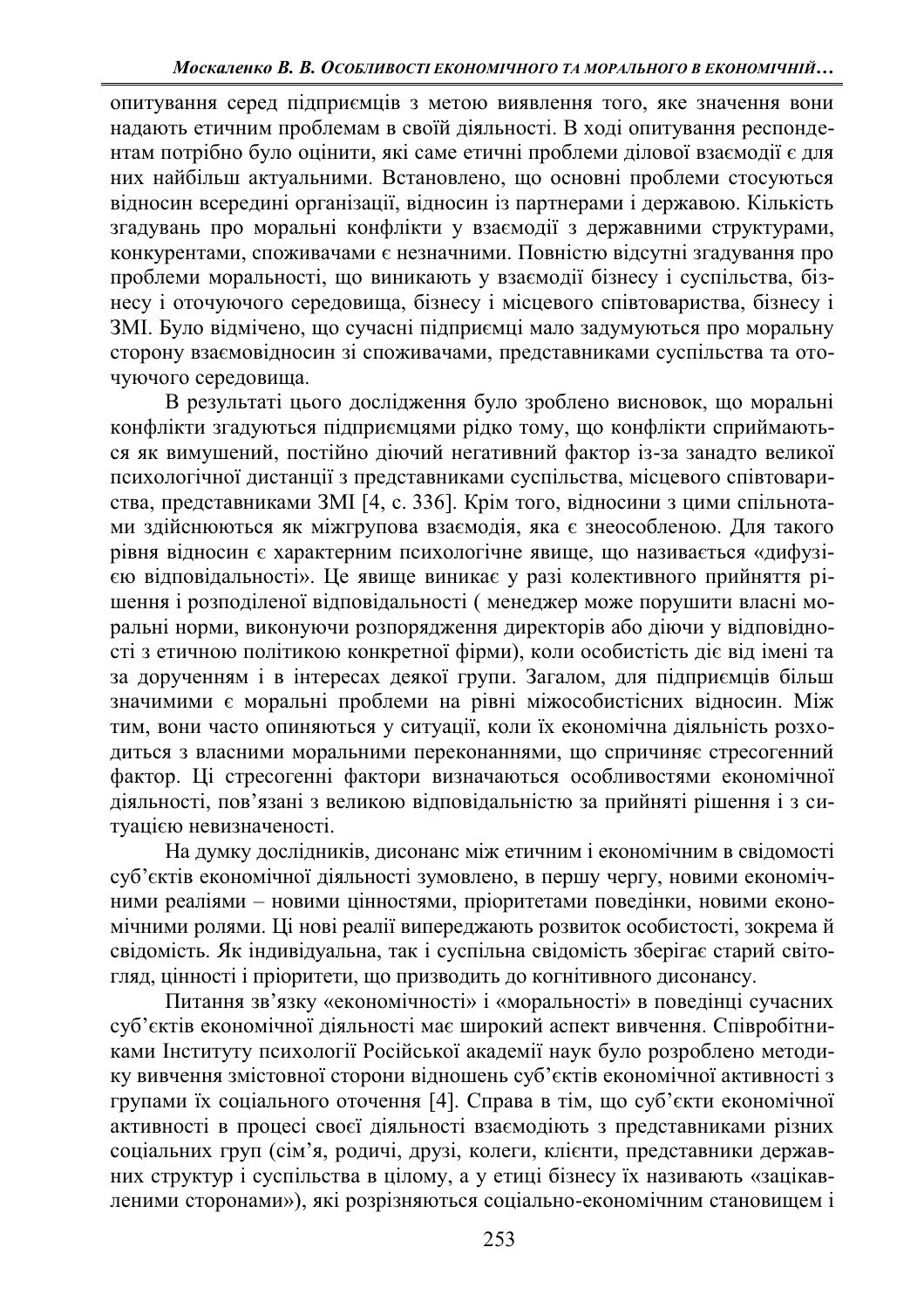опитування серед підприємців з метою виявлення того, яке значення вони надають етичним проблемам в своїй діяльності. В ході опитування респондентам потрібно було оцінити, які саме етичні проблеми ділової взаємодії є для них найбільш актуальними. Встановлено, що основні проблеми стосуються відносин всередині організації, відносин із партнерами і державою. Кількість згадувань про моральні конфлікти у взаємодії з державними структурами, конкурентами, споживачами є незначними. Повністю відсутні згадування про проблеми моральності, що виникають у взаємодії бізнесу і суспільства, бізнесу і оточуючого середовища, бізнесу і місцевого співтовариства, бізнесу і ЗМІ. Було відмічено, що сучасні підприємці мало задумуються про моральну сторону взаємовідносин зі споживачами, представниками суспільства та оточуючого середовища.

В результаті цього дослідження було зроблено висновок, що моральні конфлікти згадуються підприємцями рідко тому, що конфлікти сприймаються як вимушений, постійно діючий негативний фактор із-за занадто великої психологічної дистанції з представниками суспільства, місцевого співтовариства, представниками ЗМІ [4, с. 336]. Крім того, відносини з цими спільнотами здійснюються як міжгрупова взаємодія, яка є знеособленою. Для такого рівня відносин є характерним психологічне явище, що називається «дифузією відповідальності». Це явище виникає у разі колективного прийняття рішення і розподіленої відповідальності ( менеджер може порушити власні моральні норми, виконуючи розпорядження директорів або діючи у відповідності з етичною політикою конкретної фірми), коли особистість діє від імені та за дорученням і в інтересах деякої групи. Загалом, для підприємців більш значимими є моральні проблеми на рівні міжособистісних відносин. Між тим, вони часто опиняються у ситуації, коли їх економічна діяльність розходиться з власними моральними переконаннями, що спричиняє стресогенний фактор. Ці стресогенні фактори визначаються особливостями економічної діяльності, пов’язані з великою відповідальністю за прийняті рішення і з ситуацією невизначеності.

На думку дослідників, дисонанс між етичним і економічним в свідомості суб’єктів економічної діяльності зумовлено, в першу чергу, новими економічними реаліями – новими цінностями, пріоритетами поведінки, новими економічними ролями. Ці нові реалії випереджають розвиток особистості, зокрема й свідомість. Як індивідуальна, так і суспільна свідомість зберігає старий світогляд, цінності і пріоритети, що призводить до когнітивного дисонансу.

Питання зв’язку «економічності» і «моральності» в поведінці сучасних суб’єктів економічної діяльності має широкий аспект вивчення. Співробітниками Інституту психології Російської академії наук було розроблено методику вивчення змістовної сторони відношень суб’єктів економічної активності з групами їх соціального оточення [4]. Справа в тім, що суб’єкти економічної активності в процесі своєї діяльності взаємодіють з представниками різних соціальних груп (сім’я, родичі, друзі, колеги, клієнти, представники державних структур і суспільства в цілому, а у етиці бізнесу їх називають «зацікавленими сторонами»), які розрізняються соціально-економічним становищем і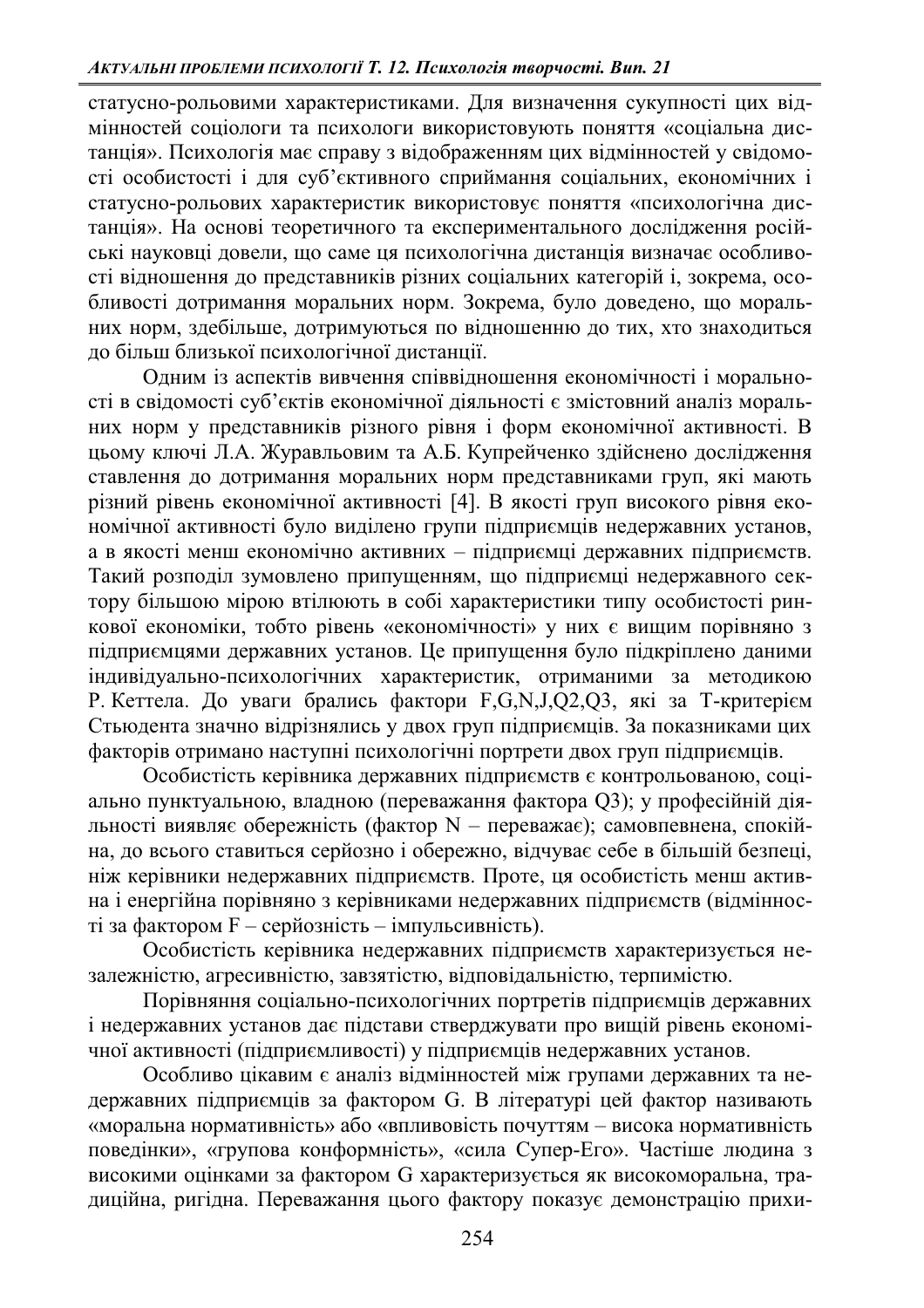статусно-рольовими характеристиками. Для визначення сукупності цих відмінностей соціологи та психологи використовують поняття «соціальна дистанція». Психологія має справу з відображенням цих відмінностей у свідомості особистості і для суб’єктивного сприймання соціальних, економічних і статусно-рольових характеристик використовує поняття «психологічна дистанція». На основі теоретичного та експериментального дослідження російські науковці довели, що саме ця психологічна дистанція визначає особливості відношення до представників різних соціальних категорій і, зокрема, особливості дотримання моральних норм. Зокрема, було доведено, що моральних норм, здебільше, дотримуються по відношенню до тих, хто знаходиться до більш близької психологічної дистанції.

Одним із аспектів вивчення співвідношення економічності і моральності в свідомості суб’єктів економічної діяльності є змістовний аналіз моральних норм у представників різного рівня і форм економічної активності. В цьому ключі Л.А. Журавльовим та А.Б. Купрейченко здійснено дослідження ставлення до дотримання моральних норм представниками груп, які мають різний рівень економічної активності [4]. В якості груп високого рівня економічної активності було виділено групи підприємців недержавних установ, а в якості менш економічно активних – підприємці державних підприємств. Такий розподіл зумовлено припущенням, що підприємці недержавного сектору більшою мірою втілюють в собі характеристики типу особистості ринкової економіки, тобто рівень «економічності» у них є вищим порівняно з підприємцями державних установ. Це припущення було підкріплено даними індивідуально-психологічних характеристик, отриманими за методикою Р. Кеттела. До уваги брались фактори F,G,N,J,Q2,Q3, які за Т-критерієм Стьюдента значно відрізнялись у двох груп підприємців. За показниками цих факторів отримано наступні психологічні портрети двох груп підприємців.

Особистість керівника державних підприємств є контрольованою, соціально пунктуальною, владною (переважання фактора Q3); у професійній діяльності виявляє обережність (фактор N – переважає); самовпевнена, спокійна, до всього ставиться серйозно і обережно, відчуває себе в більшій безпеці, ніж керівники недержавних підприємств. Проте, ця особистість менш активна і енергійна порівняно з керівниками недержавних підприємств (відмінності за фактором F – серйозність – імпульсивність).

Особистість керівника недержавних підприємств характеризується незалежністю, агресивністю, завзятістю, відповідальністю, терпимістю.

Порівняння соціально-психологічних портретів підприємців державних і недержавних установ дає підстави стверджувати про вищій рівень економічної активності (підприємливості) у підприємців недержавних установ.

Особливо цікавим є аналіз відмінностей між групами державних та недержавних підприємців за фактором G. В літературі цей фактор називають «моральна нормативність» або «впливовість почуттям – висока нормативність поведінки», «групова конформність», «сила Супер-Его». Частіше людина з високими оцінками за фактором G характеризується як високоморальна, традиційна, ригідна. Переважання цього фактору показує демонстрацію прихи-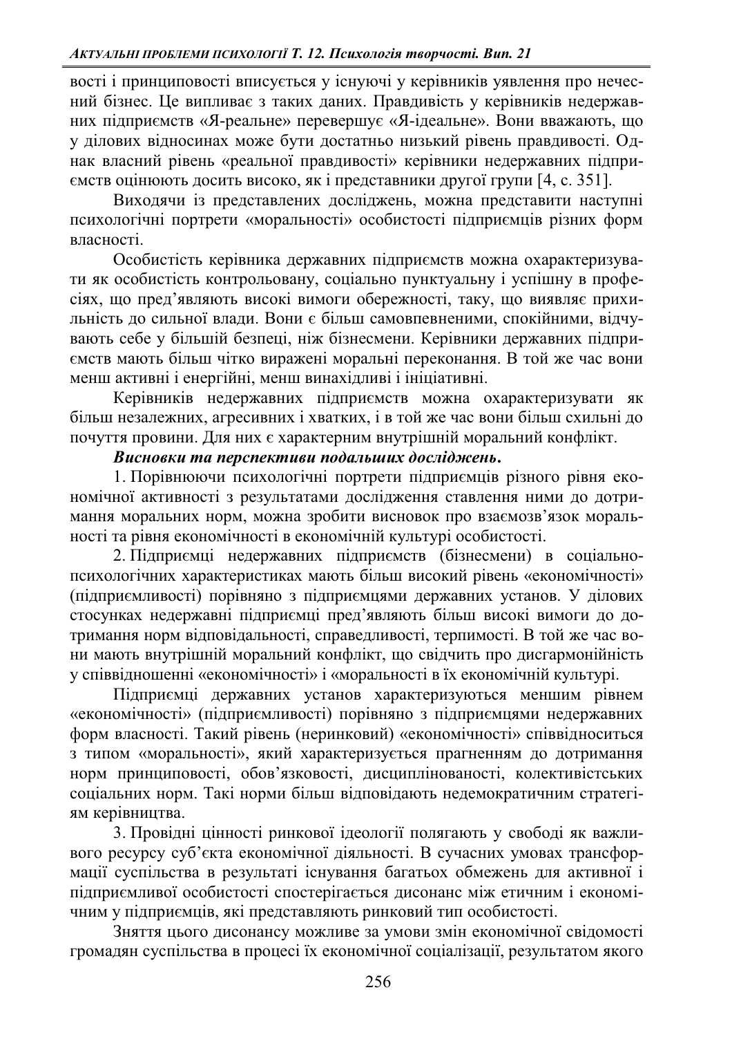вості і принциповості вписується у існуючі у керівників уявлення про нечесний бізнес. Це випливає з таких даних. Правдивість у керівників недержавних підприємств «Я-реальне» перевершує «Я-ідеальне». Вони вважають, що у ділових відносинах може бути достатньо низький рівень правдивості. Однак власний рівень «реальної правдивості» керівники недержавних підприємств оцінюють досить високо, як і представники другої групи [4, с. 351].

Виходячи із представлених досліджень, можна представити наступні психологічні портрети «моральності» особистості підприємців різних форм власності.

Особистість керівника державних підприємств можна охарактеризувати як особистість контрольовану, соціально пунктуальну і успішну в професіях, що пред'являють високі вимоги обережності, таку, що виявляє прихильність до сильної влади. Вони є більш самовпевненими, спокійними, відчувають себе у більшій безпеці, ніж бізнесмени. Керівники державних підприємств мають більш чітко виражені моральні переконання. В той же час вони менш активні і енергійні, менш винахідливі і ініціативні.

Керівників недержавних підприємств можна охарактеризувати як більш незалежних, агресивних і хватких, і в той же час вони більш схильні до почуття провини. Для них є характерним внутрішній моральний конфлікт.

***Висновки та перспективи подальших досліджень.***

1. Порівнюючи психологічні портрети підприємців різного рівня економічної активності з результатами дослідження ставлення ними до дотримання моральних норм, можна зробити висновок про взаємозв'язок моральності та рівня економічності в економічній культурі особистості.

2. Підприємці недержавних підприємств (бізнесмени) в соціально-психологічних характеристиках мають більш високий рівень «економічності» (підприємливості) порівняно з підприємцями державних установ. У ділових стосунках недержавні підприємці пред'являють більш високі вимоги до дотримання норм відповідальності, справедливості, терпимості. В той же час вони мають внутрішній моральний конфлікт, що свідчить про дисгармонійність у співвідношенні «економічності» і «моральності в їх економічній культурі.

Підприємці державних установ характеризуються меншим рівнем «економічності» (підприємливості) порівняно з підприємцями недержавних форм власності. Такий рівень (неринковий) «економічності» співвідноситься з типом «моральності», який характеризується прагненням до дотримання норм принциповості, обов'язковості, дисциплінованості, колективістських соціальних норм. Такі норми більш відповідають недемократичним стратегіям керівництва.

3. Провідні цінності ринкової ідеології полягають у свободі як важливого ресурсу суб'єкта економічної діяльності. В сучасних умовах трансформації суспільства в результаті існування багатьох обмежень для активної і підприємливої особистості спостерігається дисонанс між етичним і економічним у підприємців, які представляють ринковий тип особистості.

Зняття цього дисонансу можливе за умови змін економічної свідомості громадян суспільства в процесі їх економічної соціалізації, результатом якого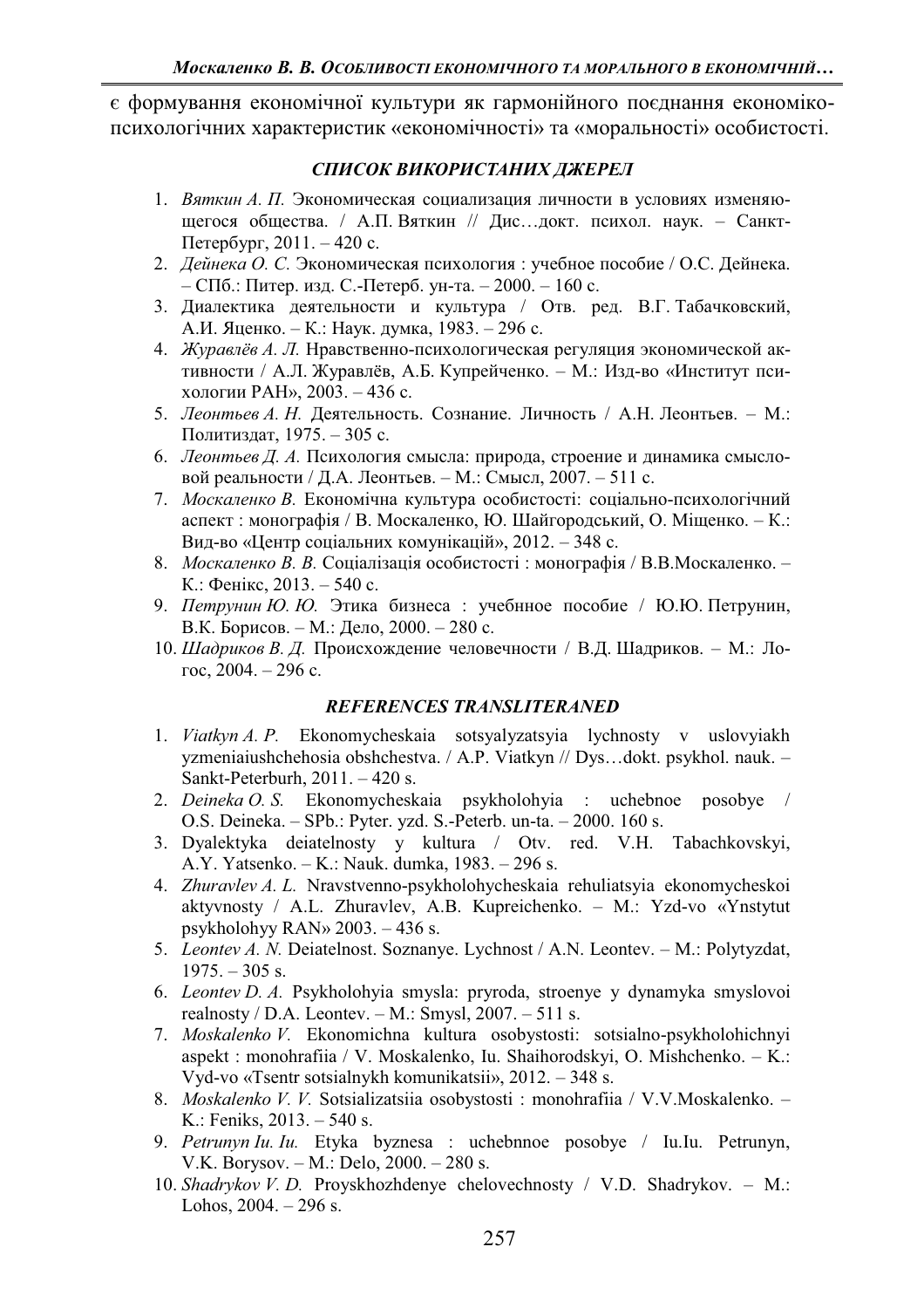є формування економічної культури як гармонійного поєднання економіко-психологічних характеристик «економічності» та «моральності» особистості.

### *СПИСОК ВИКОРИСТАНИХ ДЖЕРЕЛ*

1. *Вяткин А. П.* Экономическая социализация личности в условиях изменяющегося общества. / А.П. Вяткин // Дис…докт. психол. наук. – Санкт-Петербург, 2011. – 420 с.
2. *Дейнека О. С.* Экономическая психология : учебное пособие / О.С. Дейнека. – СПб.: Питер. изд. С.-Петерб. ун-та. – 2000. – 160 с.
3. Диалектика деятельности и культура / Отв. ред. В.Г. Табачковский, А.И. Яценко. – К.: Наук. думка, 1983. – 296 с.
4. *Журавлёв А. Л.* Нравственно-психологическая регуляция экономической активности / А.Л. Журавлёв, А.Б. Купрейченко. – М.: Изд-во «Институт психологии РАН», 2003. – 436 с.
5. *Леонтьев А. Н.* Деятельность. Сознание. Личность / А.Н. Леонтьев. – М.: Политиздат, 1975. – 305 с.
6. *Леонтьев Д. А.* Психология смысла: природа, строение и динамика смысловой реальности / Д.А. Леонтьев. – М.: Смысл, 2007. – 511 с.
7. *Москаленко В.* Економічна культура особистості: соціально-психологічний аспект : монографія / В. Москаленко, Ю. Шайгородський, О. Міщенко. – К.: Вид-во «Центр соціальних комунікацій», 2012. – 348 с.
8. *Москаленко В. В.* Соціалізація особистості : монографія / В.В.Москаленко. – К.: Фенікс, 2013. – 540 с.
9. *Петрунин Ю. Ю.* Этика бизнеса : учебнное пособие / Ю.Ю. Петрунин, В.К. Борисов. – М.: Дело, 2000. – 280 с.
10. *Шадриков В. Д.* Происхождение человечности / В.Д. Шадриков. – М.: Логос, 2004. – 296 с.

### *REFERENCES TRANSLITERANED*

1. *Viatkyn A. P.* Ekonomycheskaia sotsyalyzatsyia lychnosty v uslovyiakh yzmeniaiushchehosia obshchestva. / A.P. Viatkyn // Dys…dokt. psykhol. nauk. – Sankt-Peterburh, 2011. – 420 s.
2. *Deineka O. S.* Ekonomycheskaia psykholohyia : uchebnoe posobye / O.S. Deineka. – SPb.: Pyter. yzd. S.-Peterb. un-ta. – 2000. 160 s.
3. Dyalektyka deiatelnosty y kultura / Otv. red. V.H. Tabachkovskyi, A.Y. Yatsenko. – K.: Nauk. dumka, 1983. – 296 s.
4. *Zhuravlev A. L.* Nravstvenno-psykholohycheskaia rehuliatsyia ekonomycheskoi aktyvnosty / A.L. Zhuravlev, A.B. Kupreichenko. – M.: Yzd-vo «Ynstytut psykholohyy RAN» 2003. – 436 s.
5. *Leontev A. N.* Deiatelnost. Soznanye. Lychnost / A.N. Leontev. – M.: Polytyzdat, 1975. – 305 s.
6. *Leontev D. A.* Psykholohyia smysla: pryroda, stroenye y dynamyka smyslovoi realnosty / D.A. Leontev. – M.: Smysl, 2007. – 511 s.
7. *Moskalenko V.* Ekonomichna kultura osobystosti: sotsialno-psykholohichnyi aspekt : monohrafiia / V. Moskalenko, Iu. Shaihorodskyi, O. Mishchenko. – K.: Vyd-vo «Tsentr sotsialnykh komunikatsii», 2012. – 348 s.
8. *Moskalenko V. V.* Sotsializatsiia osobystosti : monohrafiia / V.V.Moskalenko. – K.: Feniks, 2013. – 540 s.
9. *Petrunyn Iu. Iu.* Etyka byznesa : uchebnnoe posobye / Iu.Iu. Petrunyn, V.K. Borysov. – M.: Delo, 2000. – 280 s.
10. *Shadrykov V. D.* Proyskhozhdenye chelovechnosty / V.D. Shadrykov. – M.: Lohos, 2004. – 296 s.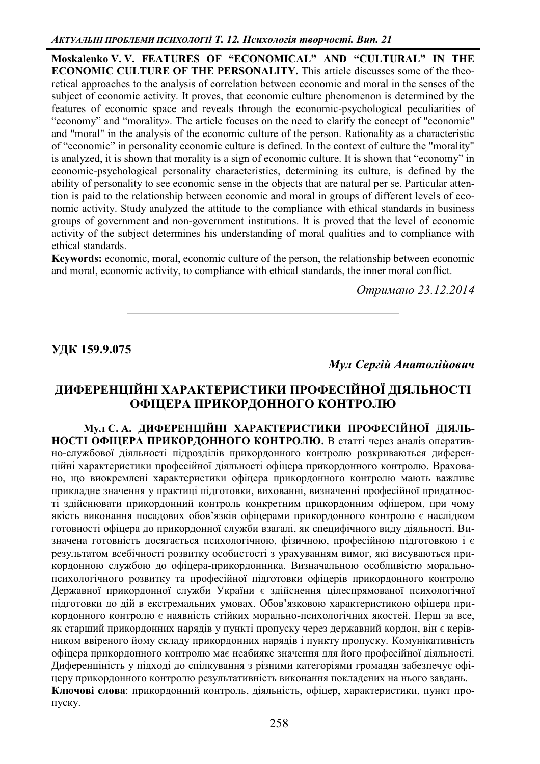**Moskalenko V. V. FEATURES OF "ECONOMICAL" AND "CULTURAL" IN THE ECONOMIC CULTURE OF THE PERSONALITY.** This article discusses some of the theoretical approaches to the analysis of correlation between economic and moral in the senses of the subject of economic activity. It proves, that economic culture phenomenon is determined by the features of economic space and reveals through the economic-psychological peculiarities of "economy" and "morality». The article focuses on the need to clarify the concept of "economic" and "moral" in the analysis of the economic culture of the person. Rationality as a characteristic of "economic" in personality economic culture is defined. In the context of culture the "morality" is analyzed, it is shown that morality is a sign of economic culture. It is shown that "economy" in economic-psychological personality characteristics, determining its culture, is defined by the ability of personality to see economic sense in the objects that are natural per se. Particular attention is paid to the relationship between economic and moral in groups of different levels of economic activity. Study analyzed the attitude to the compliance with ethical standards in business groups of government and non-government institutions. It is proved that the level of economic activity of the subject determines his understanding of moral qualities and to compliance with ethical standards.

**Keywords:** economic, moral, economic culture of the person, the relationship between economic and moral, economic activity, to compliance with ethical standards, the inner moral conflict.

*Отримано 23.12.2014*

---

**УДК 159.9.075**

*Мул Сергій Анатолійович*

## ДИФЕРЕНЦІЙНІ ХАРАКТЕРИСТИКИ ПРОФЕСІЙНОЇ ДІЯЛЬНОСТІ ОФІЦЕРА ПРИКОРДОННОГО КОНТРОЛЮ

**Мул С. А. ДИФЕРЕНЦІЙНІ ХАРАКТЕРИСТИКИ ПРОФЕСІЙНОЇ ДІЯЛЬНОСТІ ОФІЦЕРА ПРИКОРДОННОГО КОНТРОЛЮ.** В статті через аналіз оперативно-службової діяльності підрозділів прикордонного контролю розкриваються диференційні характеристики професійної діяльності офіцера прикордонного контролю. Враховано, що виокремлені характеристики офіцера прикордонного контролю мають важливе прикладне значення у практиці підготовки, вихованні, визначенні професійної придатності здійснювати прикордонний контроль конкретним прикордонним офіцером, при чому якість виконання посадових обов'язків офіцерами прикордонного контролю є наслідком готовності офіцера до прикордонної служби взагалі, як специфічного виду діяльності. Визначена готовність досягається психологічною, фізичною, професійною підготовкою і є результатом всебічності розвитку особистості з урахуванням вимог, які висуваються прикордонною службою до офіцера-прикордонника. Визначальною особливістю морально-психологічного розвитку та професійної підготовки офіцерів прикордонного контролю Державної прикордонної служби України є здійснення цілеспрямованої психологічної підготовки до дій в екстремальних умовах. Обов'язковою характеристикою офіцера прикордонного контролю є наявність стійких морально-психологічних якостей. Перш за все, як старший прикордонних нарядів у пункті пропуску через державний кордон, він є керівником ввіреного йому складу прикордонних нарядів і пункту пропуску. Комунікативність офіцера прикордонного контролю має неабияке значення для його професійної діяльності. Диференційність у підході до спілкування з різними категоріями громадян забезпечує офіцеру прикордонного контролю результативність виконання покладених на нього завдань.

**Ключові слова**: прикордонний контроль, діяльність, офіцер, характеристики, пункт пропуску.